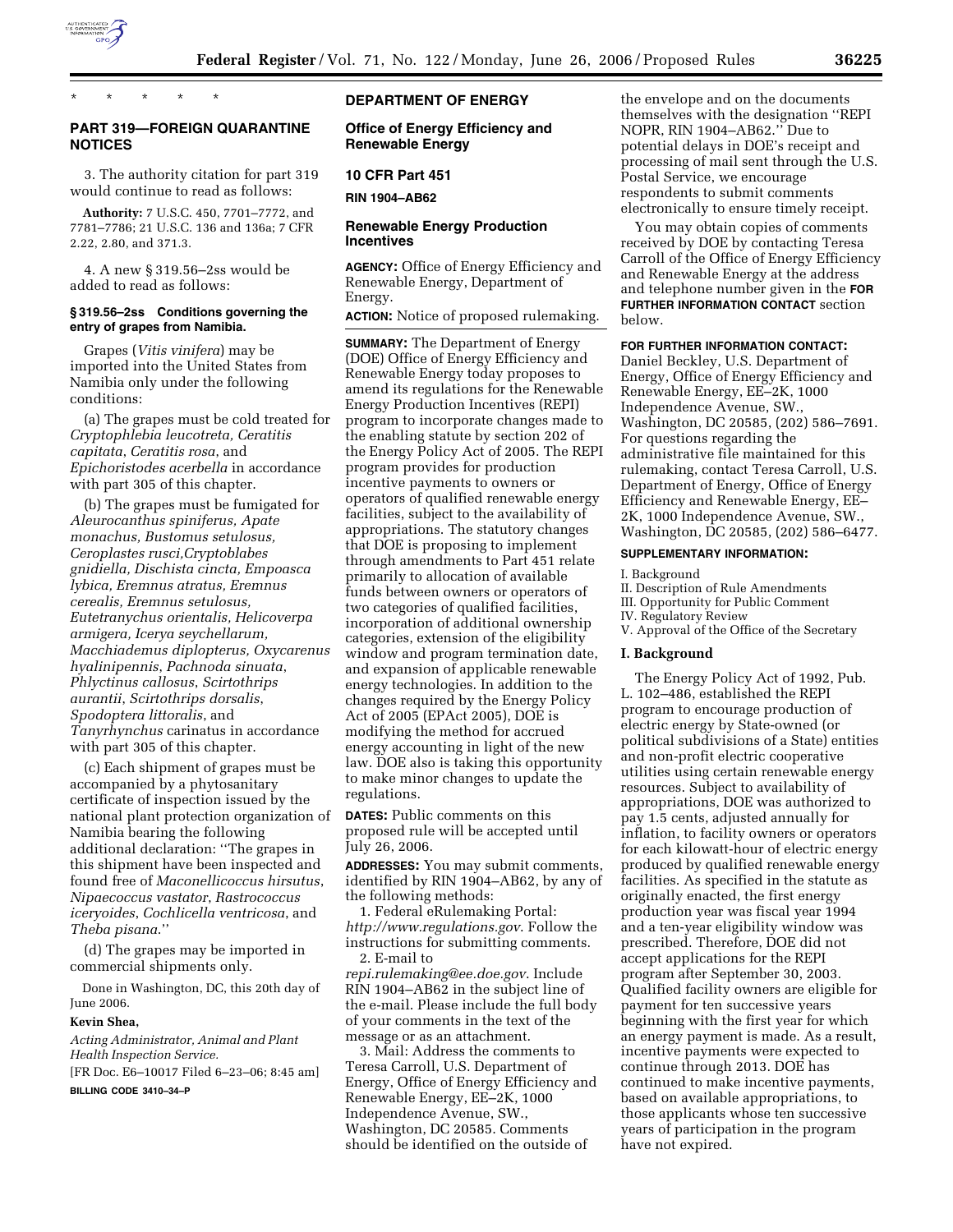\* \* \* \* \*

## PART 319—FOREIGN QUARANTINE NOTICES

3. The authority citation for part 319 would continue to read as follows:

**Authority:** 7 U.S.C. 450, 7701–7772, and 7781–7786; 21 U.S.C. 136 and 136a; 7 CFR 2.22, 2.80, and 371.3.

4. A new § 319.56–2ss would be added to read as follows:

### § 319.56–2ss Conditions governing the entry of grapes from Namibia.

Grapes (*Vitis vinifera*) may be imported into the United States from Namibia only under the following conditions:

(a) The grapes must be cold treated for *Cryptophlebia leucotreta, Ceratitis capitata*, *Ceratitis rosa*, and *Epichoristodes acerbella* in accordance with part 305 of this chapter.

(b) The grapes must be fumigated for *Aleurocanthus spiniferus, Apate monachus, Bustomus setulosus, Ceroplastes rusci,Cryptoblabes gnidiella, Dischista cincta, Empoasca lybica, Eremnus atratus, Eremnus cerealis, Eremnus setulosus, Eutetranychus orientalis, Helicoverpa armigera, Icerya seychellarum, Macchiademus diplopterus, Oxycarenus hyalinipennis*, *Pachnoda sinuata*, *Phlyctinus callosus*, *Scirtothrips aurantii*, *Scirtothrips dorsalis*, *Spodoptera littoralis*, and *Tanyrhynchus* carinatus in accordance with part 305 of this chapter.

(c) Each shipment of grapes must be accompanied by a phytosanitary certificate of inspection issued by the national plant protection organization of Namibia bearing the following additional declaration: ''The grapes in this shipment have been inspected and found free of *Maconellicoccus hirsutus*, *Nipaecoccus vastator*, *Rastrococcus iceryoides*, *Cochlicella ventricosa*, and *Theba pisana*.''

(d) The grapes may be imported in commercial shipments only.

Done in Washington, DC, this 20th day of June 2006.

**Kevin Shea,**

*Acting Administrator, Animal and Plant Health Inspection Service.*

[FR Doc. E6–10017 Filed 6–23–06; 8:45 am]

**BILLING CODE 3410–34–P**

## DEPARTMENT OF ENERGY

## Office of Energy Efficiency and Renewable Energy

## 10 CFR Part 451

**RIN 1904–AB62**

## Renewable Energy Production Incentives

**AGENCY:** Office of Energy Efficiency and Renewable Energy, Department of Energy.

**ACTION:** Notice of proposed rulemaking.

**SUMMARY:** The Department of Energy (DOE) Office of Energy Efficiency and Renewable Energy today proposes to amend its regulations for the Renewable Energy Production Incentives (REPI) program to incorporate changes made to the enabling statute by section 202 of the Energy Policy Act of 2005. The REPI program provides for production incentive payments to owners or operators of qualified renewable energy facilities, subject to the availability of appropriations. The statutory changes that DOE is proposing to implement through amendments to Part 451 relate primarily to allocation of available funds between owners or operators of two categories of qualified facilities, incorporation of additional ownership categories, extension of the eligibility window and program termination date, and expansion of applicable renewable energy technologies. In addition to the changes required by the Energy Policy Act of 2005 (EPAct 2005), DOE is modifying the method for accrued energy accounting in light of the new law. DOE also is taking this opportunity to make minor changes to update the regulations.

**DATES:** Public comments on this proposed rule will be accepted until July 26, 2006.

**ADDRESSES:** You may submit comments, identified by RIN 1904–AB62, by any of the following methods:

1. Federal eRulemaking Portal: *http://www.regulations.gov*. Follow the instructions for submitting comments.
2. E-mail to *repi.rulemaking@ee.doe.gov*. Include RIN 1904–AB62 in the subject line of the e-mail. Please include the full body of your comments in the text of the message or as an attachment.
3. Mail: Address the comments to Teresa Carroll, U.S. Department of Energy, Office of Energy Efficiency and Renewable Energy, EE–2K, 1000 Independence Avenue, SW., Washington, DC 20585. Comments should be identified on the outside of the envelope and on the documents themselves with the designation ''REPI NOPR, RIN 1904–AB62.'' Due to potential delays in DOE's receipt and processing of mail sent through the U.S. Postal Service, we encourage respondents to submit comments electronically to ensure timely receipt.

You may obtain copies of comments received by DOE by contacting Teresa Carroll of the Office of Energy Efficiency and Renewable Energy at the address and telephone number given in the **FOR FURTHER INFORMATION CONTACT** section below.

**FOR FURTHER INFORMATION CONTACT:** Daniel Beckley, U.S. Department of Energy, Office of Energy Efficiency and Renewable Energy, EE–2K, 1000 Independence Avenue, SW., Washington, DC 20585, (202) 586–7691. For questions regarding the administrative file maintained for this rulemaking, contact Teresa Carroll, U.S. Department of Energy, Office of Energy Efficiency and Renewable Energy, EE–2K, 1000 Independence Avenue, SW., Washington, DC 20585, (202) 586–6477.

**SUPPLEMENTARY INFORMATION:**

I. Background
II. Description of Rule Amendments
III. Opportunity for Public Comment
IV. Regulatory Review
V. Approval of the Office of the Secretary

### I. Background

The Energy Policy Act of 1992, Pub. L. 102–486, established the REPI program to encourage production of electric energy by State-owned (or political subdivisions of a State) entities and non-profit electric cooperative utilities using certain renewable energy resources. Subject to availability of appropriations, DOE was authorized to pay 1.5 cents, adjusted annually for inflation, to facility owners or operators for each kilowatt-hour of electric energy produced by qualified renewable energy facilities. As specified in the statute as originally enacted, the first energy production year was fiscal year 1994 and a ten-year eligibility window was prescribed. Therefore, DOE did not accept applications for the REPI program after September 30, 2003. Qualified facility owners are eligible for payment for ten successive years beginning with the first year for which an energy payment is made. As a result, incentive payments were expected to continue through 2013. DOE has continued to make incentive payments, based on available appropriations, to those applicants whose ten successive years of participation in the program have not expired.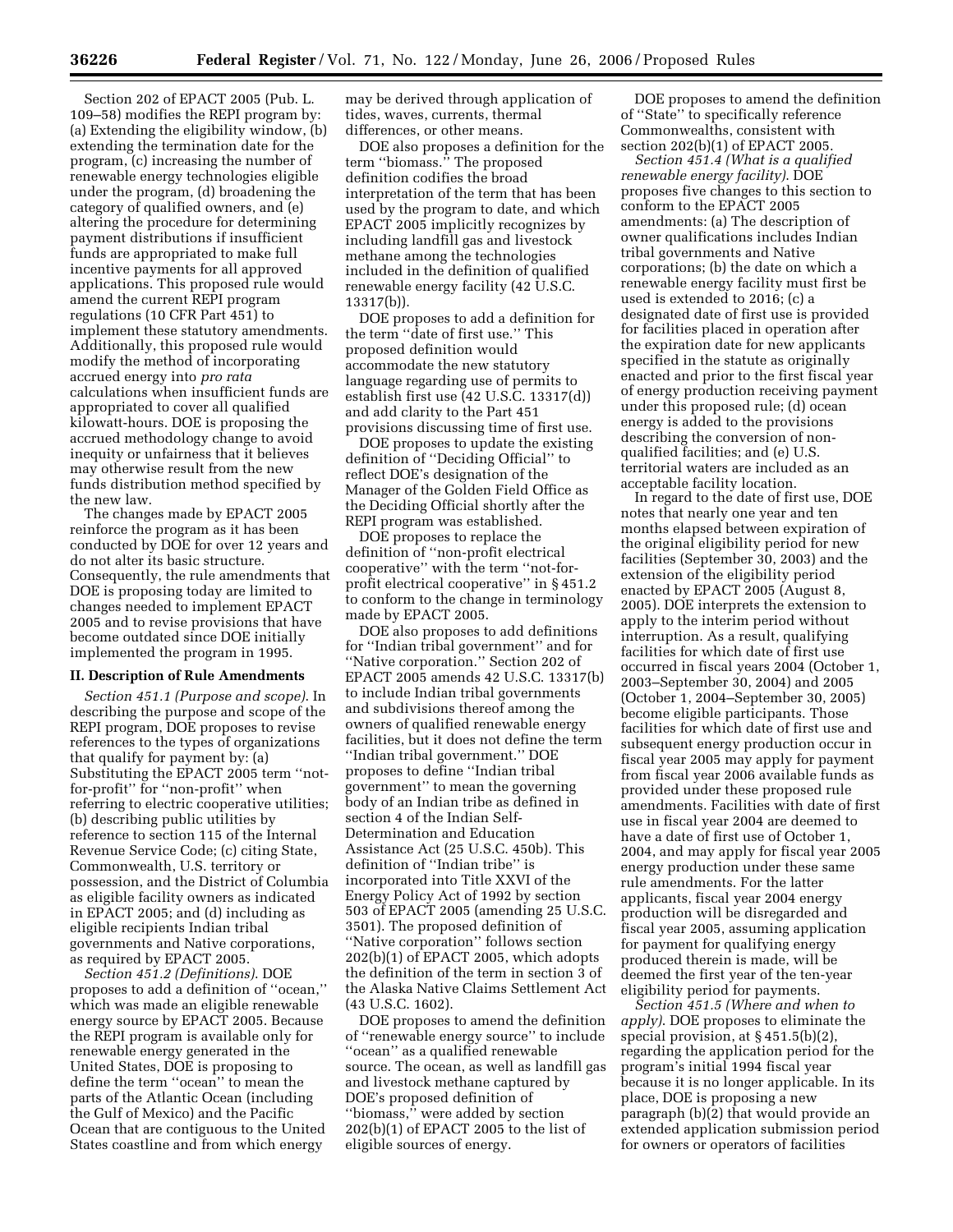Section 202 of EPACT 2005 (Pub. L. 109–58) modifies the REPI program by: (a) Extending the eligibility window, (b) extending the termination date for the program, (c) increasing the number of renewable energy technologies eligible under the program, (d) broadening the category of qualified owners, and (e) altering the procedure for determining payment distributions if insufficient funds are appropriated to make full incentive payments for all approved applications. This proposed rule would amend the current REPI program regulations (10 CFR Part 451) to implement these statutory amendments. Additionally, this proposed rule would modify the method of incorporating accrued energy into *pro rata* calculations when insufficient funds are appropriated to cover all qualified kilowatt-hours. DOE is proposing the accrued methodology change to avoid inequity or unfairness that it believes may otherwise result from the new funds distribution method specified by the new law.

The changes made by EPACT 2005 reinforce the program as it has been conducted by DOE for over 12 years and do not alter its basic structure. Consequently, the rule amendments that DOE is proposing today are limited to changes needed to implement EPACT 2005 and to revise provisions that have become outdated since DOE initially implemented the program in 1995.

## II. Description of Rule Amendments

*Section 451.1 (Purpose and scope).* In describing the purpose and scope of the REPI program, DOE proposes to revise references to the types of organizations that qualify for payment by: (a) Substituting the EPACT 2005 term ''not-for-profit'' for ''non-profit'' when referring to electric cooperative utilities; (b) describing public utilities by reference to section 115 of the Internal Revenue Service Code; (c) citing State, Commonwealth, U.S. territory or possession, and the District of Columbia as eligible facility owners as indicated in EPACT 2005; and (d) including as eligible recipients Indian tribal governments and Native corporations, as required by EPACT 2005.

*Section 451.2 (Definitions).* DOE proposes to add a definition of ''ocean,'' which was made an eligible renewable energy source by EPACT 2005. Because the REPI program is available only for renewable energy generated in the United States, DOE is proposing to define the term ''ocean'' to mean the parts of the Atlantic Ocean (including the Gulf of Mexico) and the Pacific Ocean that are contiguous to the United States coastline and from which energy may be derived through application of tides, waves, currents, thermal differences, or other means.

DOE also proposes a definition for the term ''biomass.'' The proposed definition codifies the broad interpretation of the term that has been used by the program to date, and which EPACT 2005 implicitly recognizes by including landfill gas and livestock methane among the technologies included in the definition of qualified renewable energy facility (42 U.S.C. 13317(b)).

DOE proposes to add a definition for the term ''date of first use.'' This proposed definition would accommodate the new statutory language regarding use of permits to establish first use (42 U.S.C. 13317(d)) and add clarity to the Part 451 provisions discussing time of first use.

DOE proposes to update the existing definition of ''Deciding Official'' to reflect DOE's designation of the Manager of the Golden Field Office as the Deciding Official shortly after the REPI program was established.

DOE proposes to replace the definition of ''non-profit electrical cooperative'' with the term ''not-for-profit electrical cooperative'' in § 451.2 to conform to the change in terminology made by EPACT 2005.

DOE also proposes to add definitions for ''Indian tribal government'' and for ''Native corporation.'' Section 202 of EPACT 2005 amends 42 U.S.C. 13317(b) to include Indian tribal governments and subdivisions thereof among the owners of qualified renewable energy facilities, but it does not define the term ''Indian tribal government.'' DOE proposes to define ''Indian tribal government'' to mean the governing body of an Indian tribe as defined in section 4 of the Indian Self-Determination and Education Assistance Act (25 U.S.C. 450b). This definition of ''Indian tribe'' is incorporated into Title XXVI of the Energy Policy Act of 1992 by section 503 of EPACT 2005 (amending 25 U.S.C. 3501). The proposed definition of ''Native corporation'' follows section 202(b)(1) of EPACT 2005, which adopts the definition of the term in section 3 of the Alaska Native Claims Settlement Act (43 U.S.C. 1602).

DOE proposes to amend the definition of ''renewable energy source'' to include ''ocean'' as a qualified renewable source. The ocean, as well as landfill gas and livestock methane captured by DOE's proposed definition of ''biomass,'' were added by section 202(b)(1) of EPACT 2005 to the list of eligible sources of energy.

DOE proposes to amend the definition of ''State'' to specifically reference Commonwealths, consistent with section 202(b)(1) of EPACT 2005.

*Section 451.4 (What is a qualified renewable energy facility).* DOE proposes five changes to this section to conform to the EPACT 2005 amendments: (a) The description of owner qualifications includes Indian tribal governments and Native corporations; (b) the date on which a renewable energy facility must first be used is extended to 2016; (c) a designated date of first use is provided for facilities placed in operation after the expiration date for new applicants specified in the statute as originally enacted and prior to the first fiscal year of energy production receiving payment under this proposed rule; (d) ocean energy is added to the provisions describing the conversion of non-qualified facilities; and (e) U.S. territorial waters are included as an acceptable facility location.

In regard to the date of first use, DOE notes that nearly one year and ten months elapsed between expiration of the original eligibility period for new facilities (September 30, 2003) and the extension of the eligibility period enacted by EPACT 2005 (August 8, 2005). DOE interprets the extension to apply to the interim period without interruption. As a result, qualifying facilities for which date of first use occurred in fiscal years 2004 (October 1, 2003–September 30, 2004) and 2005 (October 1, 2004–September 30, 2005) become eligible participants. Those facilities for which date of first use and subsequent energy production occur in fiscal year 2005 may apply for payment from fiscal year 2006 available funds as provided under these proposed rule amendments. Facilities with date of first use in fiscal year 2004 are deemed to have a date of first use of October 1, 2004, and may apply for fiscal year 2005 energy production under these same rule amendments. For the latter applicants, fiscal year 2004 energy production will be disregarded and fiscal year 2005, assuming application for payment for qualifying energy produced therein is made, will be deemed the first year of the ten-year eligibility period for payments.

*Section 451.5 (Where and when to apply).* DOE proposes to eliminate the special provision, at § 451.5(b)(2), regarding the application period for the program's initial 1994 fiscal year because it is no longer applicable. In its place, DOE is proposing a new paragraph (b)(2) that would provide an extended application submission period for owners or operators of facilities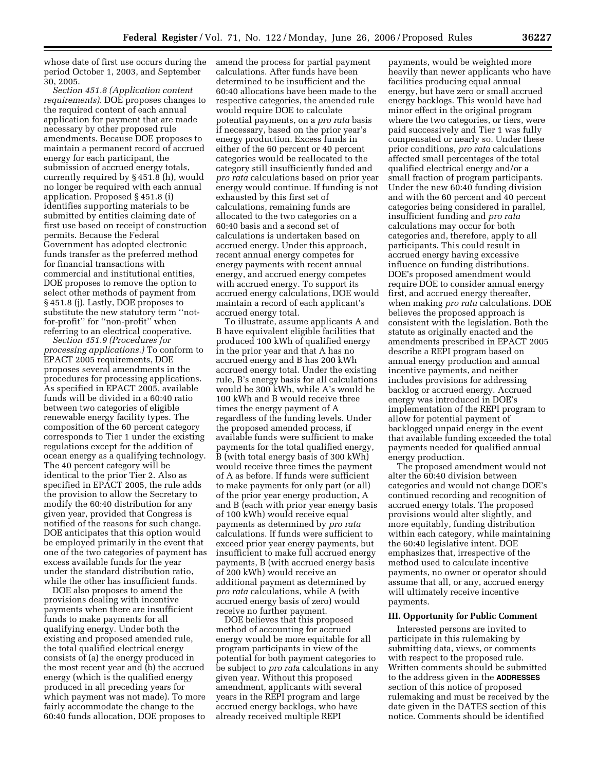whose date of first use occurs during the period October 1, 2003, and September 30, 2005.

*Section 451.8 (Application content requirements).* DOE proposes changes to the required content of each annual application for payment that are made necessary by other proposed rule amendments. Because DOE proposes to maintain a permanent record of accrued energy for each participant, the submission of accrued energy totals, currently required by § 451.8 (h), would no longer be required with each annual application. Proposed § 451.8 (i) identifies supporting materials to be submitted by entities claiming date of first use based on receipt of construction permits. Because the Federal Government has adopted electronic funds transfer as the preferred method for financial transactions with commercial and institutional entities, DOE proposes to remove the option to select other methods of payment from § 451.8 (j). Lastly, DOE proposes to substitute the new statutory term ''not-for-profit'' for ''non-profit'' when referring to an electrical cooperative.

*Section 451.9 (Procedures for processing applications.)* To conform to EPACT 2005 requirements, DOE proposes several amendments in the procedures for processing applications. As specified in EPACT 2005, available funds will be divided in a 60:40 ratio between two categories of eligible renewable energy facility types. The composition of the 60 percent category corresponds to Tier 1 under the existing regulations except for the addition of ocean energy as a qualifying technology. The 40 percent category will be identical to the prior Tier 2. Also as specified in EPACT 2005, the rule adds the provision to allow the Secretary to modify the 60:40 distribution for any given year, provided that Congress is notified of the reasons for such change. DOE anticipates that this option would be employed primarily in the event that one of the two categories of payment has excess available funds for the year under the standard distribution ratio, while the other has insufficient funds.

DOE also proposes to amend the provisions dealing with incentive payments when there are insufficient funds to make payments for all qualifying energy. Under both the existing and proposed amended rule, the total qualified electrical energy consists of (a) the energy produced in the most recent year and (b) the accrued energy (which is the qualified energy produced in all preceding years for which payment was not made). To more fairly accommodate the change to the 60:40 funds allocation, DOE proposes to amend the process for partial payment calculations. After funds have been determined to be insufficient and the 60:40 allocations have been made to the respective categories, the amended rule would require DOE to calculate potential payments, on a *pro rata* basis if necessary, based on the prior year's energy production. Excess funds in either of the 60 percent or 40 percent categories would be reallocated to the category still insufficiently funded and *pro rata* calculations based on prior year energy would continue. If funding is not exhausted by this first set of calculations, remaining funds are allocated to the two categories on a 60:40 basis and a second set of calculations is undertaken based on accrued energy. Under this approach, recent annual energy competes for energy payments with recent annual energy, and accrued energy competes with accrued energy. To support its accrued energy calculations, DOE would maintain a record of each applicant's accrued energy total.

To illustrate, assume applicants A and B have equivalent eligible facilities that produced 100 kWh of qualified energy in the prior year and that A has no accrued energy and B has 200 kWh accrued energy total. Under the existing rule, B's energy basis for all calculations would be 300 kWh, while A's would be 100 kWh and B would receive three times the energy payment of A regardless of the funding levels. Under the proposed amended process, if available funds were sufficient to make payments for the total qualified energy, B (with total energy basis of 300 kWh) would receive three times the payment of A as before. If funds were sufficient to make payments for only part (or all) of the prior year energy production, A and B (each with prior year energy basis of 100 kWh) would receive equal payments as determined by *pro rata* calculations. If funds were sufficient to exceed prior year energy payments, but insufficient to make full accrued energy payments, B (with accrued energy basis of 200 kWh) would receive an additional payment as determined by *pro rata* calculations, while A (with accrued energy basis of zero) would receive no further payment.

DOE believes that this proposed method of accounting for accrued energy would be more equitable for all program participants in view of the potential for both payment categories to be subject to *pro rat*a calculations in any given year. Without this proposed amendment, applicants with several years in the REPI program and large accrued energy backlogs, who have already received multiple REPI payments, would be weighted more heavily than newer applicants who have facilities producing equal annual energy, but have zero or small accrued energy backlogs. This would have had minor effect in the original program where the two categories, or tiers, were paid successively and Tier 1 was fully compensated or nearly so. Under these prior conditions, *pro rata* calculations affected small percentages of the total qualified electrical energy and/or a small fraction of program participants. Under the new 60:40 funding division and with the 60 percent and 40 percent categories being considered in parallel, insufficient funding and *pro rata* calculations may occur for both categories and, therefore, apply to all participants. This could result in accrued energy having excessive influence on funding distributions. DOE's proposed amendment would require DOE to consider annual energy first, and accrued energy thereafter, when making *pro rata* calculations. DOE believes the proposed approach is consistent with the legislation. Both the statute as originally enacted and the amendments prescribed in EPACT 2005 describe a REPI program based on annual energy production and annual incentive payments, and neither includes provisions for addressing backlog or accrued energy. Accrued energy was introduced in DOE's implementation of the REPI program to allow for potential payment of backlogged unpaid energy in the event that available funding exceeded the total payments needed for qualified annual energy production.

The proposed amendment would not alter the 60:40 division between categories and would not change DOE's continued recording and recognition of accrued energy totals. The proposed provisions would alter slightly, and more equitably, funding distribution within each category, while maintaining the 60:40 legislative intent. DOE emphasizes that, irrespective of the method used to calculate incentive payments, no owner or operator should assume that all, or any, accrued energy will ultimately receive incentive payments.

## III. Opportunity for Public Comment

Interested persons are invited to participate in this rulemaking by submitting data, views, or comments with respect to the proposed rule. Written comments should be submitted to the address given in the **ADDRESSES** section of this notice of proposed rulemaking and must be received by the date given in the DATES section of this notice. Comments should be identified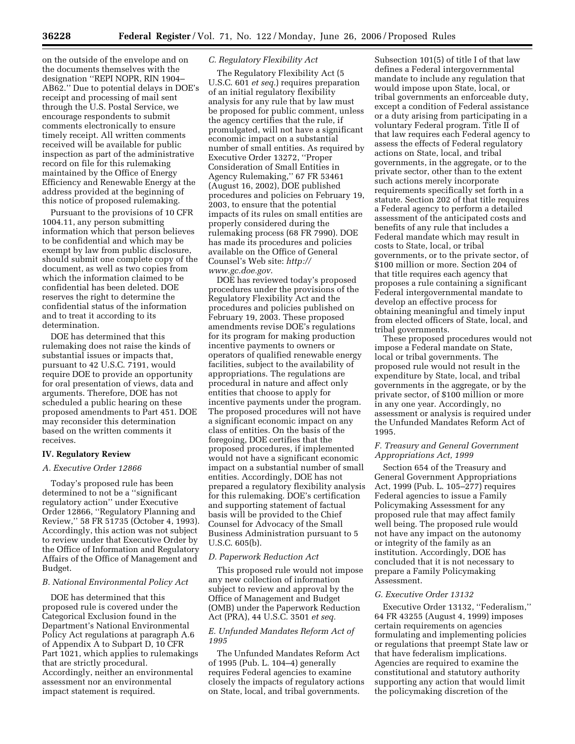on the outside of the envelope and on the documents themselves with the designation ''REPI NOPR, RIN 1904–AB62.'' Due to potential delays in DOE's receipt and processing of mail sent through the U.S. Postal Service, we encourage respondents to submit comments electronically to ensure timely receipt. All written comments received will be available for public inspection as part of the administrative record on file for this rulemaking maintained by the Office of Energy Efficiency and Renewable Energy at the address provided at the beginning of this notice of proposed rulemaking.

Pursuant to the provisions of 10 CFR 1004.11, any person submitting information which that person believes to be confidential and which may be exempt by law from public disclosure, should submit one complete copy of the document, as well as two copies from which the information claimed to be confidential has been deleted. DOE reserves the right to determine the confidential status of the information and to treat it according to its determination.

DOE has determined that this rulemaking does not raise the kinds of substantial issues or impacts that, pursuant to 42 U.S.C. 7191, would require DOE to provide an opportunity for oral presentation of views, data and arguments. Therefore, DOE has not scheduled a public hearing on these proposed amendments to Part 451. DOE may reconsider this determination based on the written comments it receives.

## IV. Regulatory Review

### *A. Executive Order 12866*

Today's proposed rule has been determined to not be a ''significant regulatory action'' under Executive Order 12866, ''Regulatory Planning and Review,'' 58 FR 51735 (October 4, 1993). Accordingly, this action was not subject to review under that Executive Order by the Office of Information and Regulatory Affairs of the Office of Management and Budget.

### *B. National Environmental Policy Act*

DOE has determined that this proposed rule is covered under the Categorical Exclusion found in the Department's National Environmental Policy Act regulations at paragraph A.6 of Appendix A to Subpart D, 10 CFR Part 1021, which applies to rulemakings that are strictly procedural. Accordingly, neither an environmental assessment nor an environmental impact statement is required.

### *C. Regulatory Flexibility Act*

The Regulatory Flexibility Act (5 U.S.C. 601 *et seq.*) requires preparation of an initial regulatory flexibility analysis for any rule that by law must be proposed for public comment, unless the agency certifies that the rule, if promulgated, will not have a significant economic impact on a substantial number of small entities. As required by Executive Order 13272, ''Proper Consideration of Small Entities in Agency Rulemaking,'' 67 FR 53461 (August 16, 2002), DOE published procedures and policies on February 19, 2003, to ensure that the potential impacts of its rules on small entities are properly considered during the rulemaking process (68 FR 7990). DOE has made its procedures and policies available on the Office of General Counsel's Web site: *http://www.gc.doe.gov*.

DOE has reviewed today's proposed procedures under the provisions of the Regulatory Flexibility Act and the procedures and policies published on February 19, 2003. These proposed amendments revise DOE's regulations for its program for making production incentive payments to owners or operators of qualified renewable energy facilities, subject to the availability of appropriations. The regulations are procedural in nature and affect only entities that choose to apply for incentive payments under the program. The proposed procedures will not have a significant economic impact on any class of entities. On the basis of the foregoing, DOE certifies that the proposed procedures, if implemented would not have a significant economic impact on a substantial number of small entities. Accordingly, DOE has not prepared a regulatory flexibility analysis for this rulemaking. DOE's certification and supporting statement of factual basis will be provided to the Chief Counsel for Advocacy of the Small Business Administration pursuant to 5 U.S.C. 605(b).

### *D. Paperwork Reduction Act*

This proposed rule would not impose any new collection of information subject to review and approval by the Office of Management and Budget (OMB) under the Paperwork Reduction Act (PRA), 44 U.S.C. 3501 *et seq.*

### *E. Unfunded Mandates Reform Act of 1995*

The Unfunded Mandates Reform Act of 1995 (Pub. L. 104–4) generally requires Federal agencies to examine closely the impacts of regulatory actions on State, local, and tribal governments. Subsection 101(5) of title I of that law defines a Federal intergovernmental mandate to include any regulation that would impose upon State, local, or tribal governments an enforceable duty, except a condition of Federal assistance or a duty arising from participating in a voluntary Federal program. Title II of that law requires each Federal agency to assess the effects of Federal regulatory actions on State, local, and tribal governments, in the aggregate, or to the private sector, other than to the extent such actions merely incorporate requirements specifically set forth in a statute. Section 202 of that title requires a Federal agency to perform a detailed assessment of the anticipated costs and benefits of any rule that includes a Federal mandate which may result in costs to State, local, or tribal governments, or to the private sector, of $100 million or more. Section 204 of that title requires each agency that proposes a rule containing a significant Federal intergovernmental mandate to develop an effective process for obtaining meaningful and timely input from elected officers of State, local, and tribal governments.

These proposed procedures would not impose a Federal mandate on State, local or tribal governments. The proposed rule would not result in the expenditure by State, local, and tribal governments in the aggregate, or by the private sector, of $100 million or more in any one year. Accordingly, no assessment or analysis is required under the Unfunded Mandates Reform Act of 1995.

### *F. Treasury and General Government Appropriations Act, 1999*

Section 654 of the Treasury and General Government Appropriations Act, 1999 (Pub. L. 105–277) requires Federal agencies to issue a Family Policymaking Assessment for any proposed rule that may affect family well being. The proposed rule would not have any impact on the autonomy or integrity of the family as an institution. Accordingly, DOE has concluded that it is not necessary to prepare a Family Policymaking Assessment.

### *G. Executive Order 13132*

Executive Order 13132, ''Federalism,'' 64 FR 43255 (August 4, 1999) imposes certain requirements on agencies formulating and implementing policies or regulations that preempt State law or that have federalism implications. Agencies are required to examine the constitutional and statutory authority supporting any action that would limit the policymaking discretion of the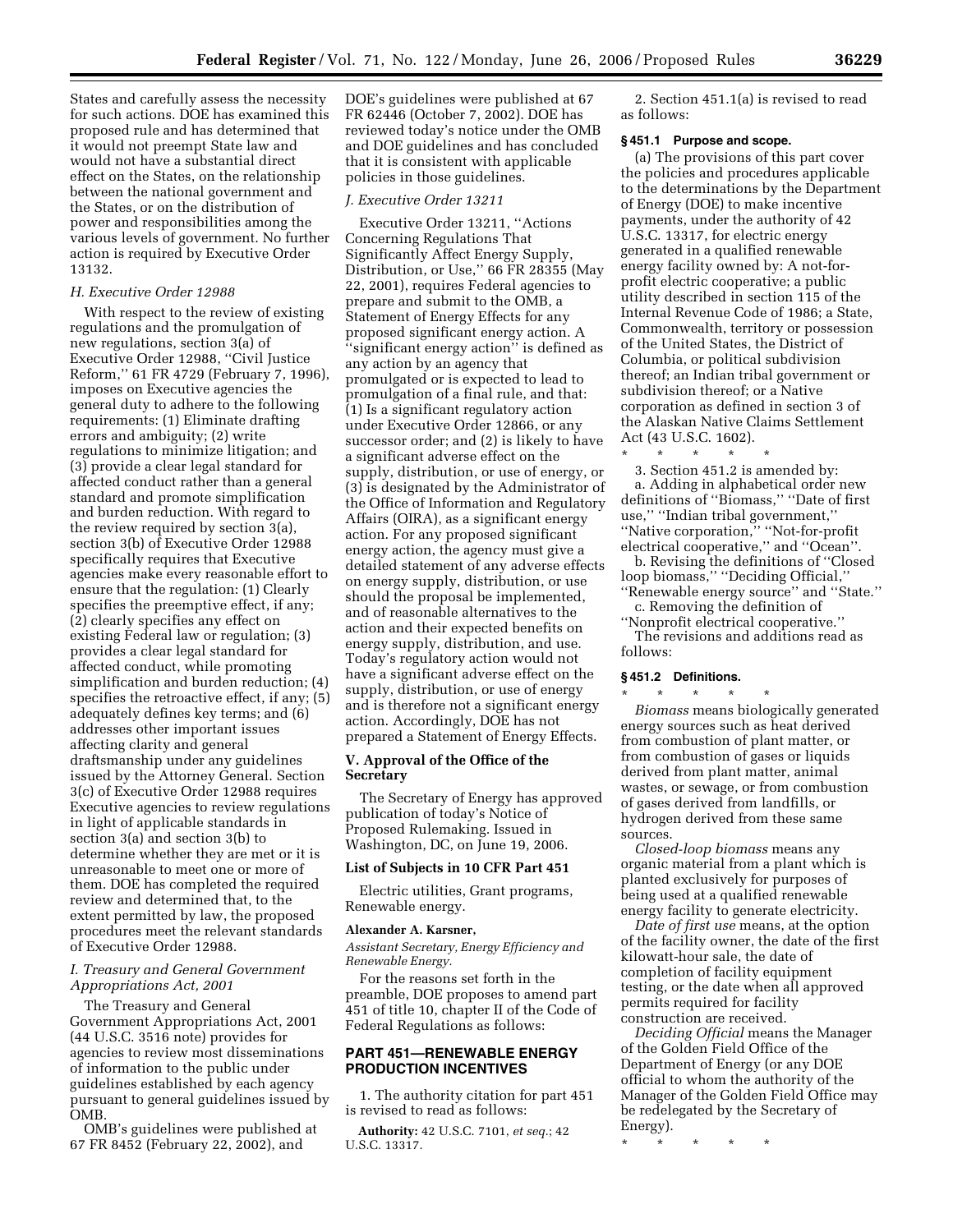States and carefully assess the necessity for such actions. DOE has examined this proposed rule and has determined that it would not preempt State law and would not have a substantial direct effect on the States, on the relationship between the national government and the States, or on the distribution of power and responsibilities among the various levels of government. No further action is required by Executive Order 13132.

### *H. Executive Order 12988*

With respect to the review of existing regulations and the promulgation of new regulations, section 3(a) of Executive Order 12988, ''Civil Justice Reform,'' 61 FR 4729 (February 7, 1996), imposes on Executive agencies the general duty to adhere to the following requirements: (1) Eliminate drafting errors and ambiguity; (2) write regulations to minimize litigation; and (3) provide a clear legal standard for affected conduct rather than a general standard and promote simplification and burden reduction. With regard to the review required by section 3(a), section 3(b) of Executive Order 12988 specifically requires that Executive agencies make every reasonable effort to ensure that the regulation: (1) Clearly specifies the preemptive effect, if any; (2) clearly specifies any effect on existing Federal law or regulation; (3) provides a clear legal standard for affected conduct, while promoting simplification and burden reduction; (4) specifies the retroactive effect, if any; (5) adequately defines key terms; and (6) addresses other important issues affecting clarity and general draftsmanship under any guidelines issued by the Attorney General. Section 3(c) of Executive Order 12988 requires Executive agencies to review regulations in light of applicable standards in section 3(a) and section 3(b) to determine whether they are met or it is unreasonable to meet one or more of them. DOE has completed the required review and determined that, to the extent permitted by law, the proposed procedures meet the relevant standards of Executive Order 12988.

### *I. Treasury and General Government Appropriations Act, 2001*

The Treasury and General Government Appropriations Act, 2001 (44 U.S.C. 3516 note) provides for agencies to review most disseminations of information to the public under guidelines established by each agency pursuant to general guidelines issued by OMB.

OMB's guidelines were published at 67 FR 8452 (February 22, 2002), and DOE's guidelines were published at 67 FR 62446 (October 7, 2002). DOE has reviewed today's notice under the OMB and DOE guidelines and has concluded that it is consistent with applicable policies in those guidelines.

### *J. Executive Order 13211*

Executive Order 13211, ''Actions Concerning Regulations That Significantly Affect Energy Supply, Distribution, or Use,'' 66 FR 28355 (May 22, 2001), requires Federal agencies to prepare and submit to the OMB, a Statement of Energy Effects for any proposed significant energy action. A ''significant energy action'' is defined as any action by an agency that promulgated or is expected to lead to promulgation of a final rule, and that: (1) Is a significant regulatory action under Executive Order 12866, or any successor order; and (2) is likely to have a significant adverse effect on the supply, distribution, or use of energy, or (3) is designated by the Administrator of the Office of Information and Regulatory Affairs (OIRA), as a significant energy action. For any proposed significant energy action, the agency must give a detailed statement of any adverse effects on energy supply, distribution, or use should the proposal be implemented, and of reasonable alternatives to the action and their expected benefits on energy supply, distribution, and use. Today's regulatory action would not have a significant adverse effect on the supply, distribution, or use of energy and is therefore not a significant energy action. Accordingly, DOE has not prepared a Statement of Energy Effects.

## V. Approval of the Office of the Secretary

The Secretary of Energy has approved publication of today's Notice of Proposed Rulemaking. Issued in Washington, DC, on June 19, 2006.

### List of Subjects in 10 CFR Part 451

Electric utilities, Grant programs, Renewable energy.

**Alexander A. Karsner,**

*Assistant Secretary, Energy Efficiency and Renewable Energy.*

For the reasons set forth in the preamble, DOE proposes to amend part 451 of title 10, chapter II of the Code of Federal Regulations as follows:

## PART 451—RENEWABLE ENERGY PRODUCTION INCENTIVES

1. The authority citation for part 451 is revised to read as follows:

**Authority:** 42 U.S.C. 7101, *et seq.*; 42 U.S.C. 13317.

2. Section 451.1(a) is revised to read as follows:

### § 451.1 Purpose and scope.

(a) The provisions of this part cover the policies and procedures applicable to the determinations by the Department of Energy (DOE) to make incentive payments, under the authority of 42 U.S.C. 13317, for electric energy generated in a qualified renewable energy facility owned by: A not-for-profit electric cooperative; a public utility described in section 115 of the Internal Revenue Code of 1986; a State, Commonwealth, territory or possession of the United States, the District of Columbia, or political subdivision thereof; an Indian tribal government or subdivision thereof; or a Native corporation as defined in section 3 of the Alaskan Native Claims Settlement Act (43 U.S.C. 1602).

\* \* \* \* \*

3. Section 451.2 is amended by:

a. Adding in alphabetical order new definitions of ''Biomass,'' ''Date of first use,'' ''Indian tribal government,'' ''Native corporation,'' ''Not-for-profit electrical cooperative,'' and ''Ocean''.

b. Revising the definitions of ''Closed loop biomass,'' ''Deciding Official,'' ''Renewable energy source'' and ''State.''

c. Removing the definition of ''Nonprofit electrical cooperative.''

The revisions and additions read as follows:

### § 451.2 Definitions.

\* \* \* \* \*

*Biomass* means biologically generated energy sources such as heat derived from combustion of plant matter, or from combustion of gases or liquids derived from plant matter, animal wastes, or sewage, or from combustion of gases derived from landfills, or hydrogen derived from these same sources.

*Closed-loop biomass* means any organic material from a plant which is planted exclusively for purposes of being used at a qualified renewable energy facility to generate electricity.

*Date of first use* means, at the option of the facility owner, the date of the first kilowatt-hour sale, the date of completion of facility equipment testing, or the date when all approved permits required for facility construction are received.

*Deciding Official* means the Manager of the Golden Field Office of the Department of Energy (or any DOE official to whom the authority of the Manager of the Golden Field Office may be redelegated by the Secretary of Energy).

\* \* \* \* \*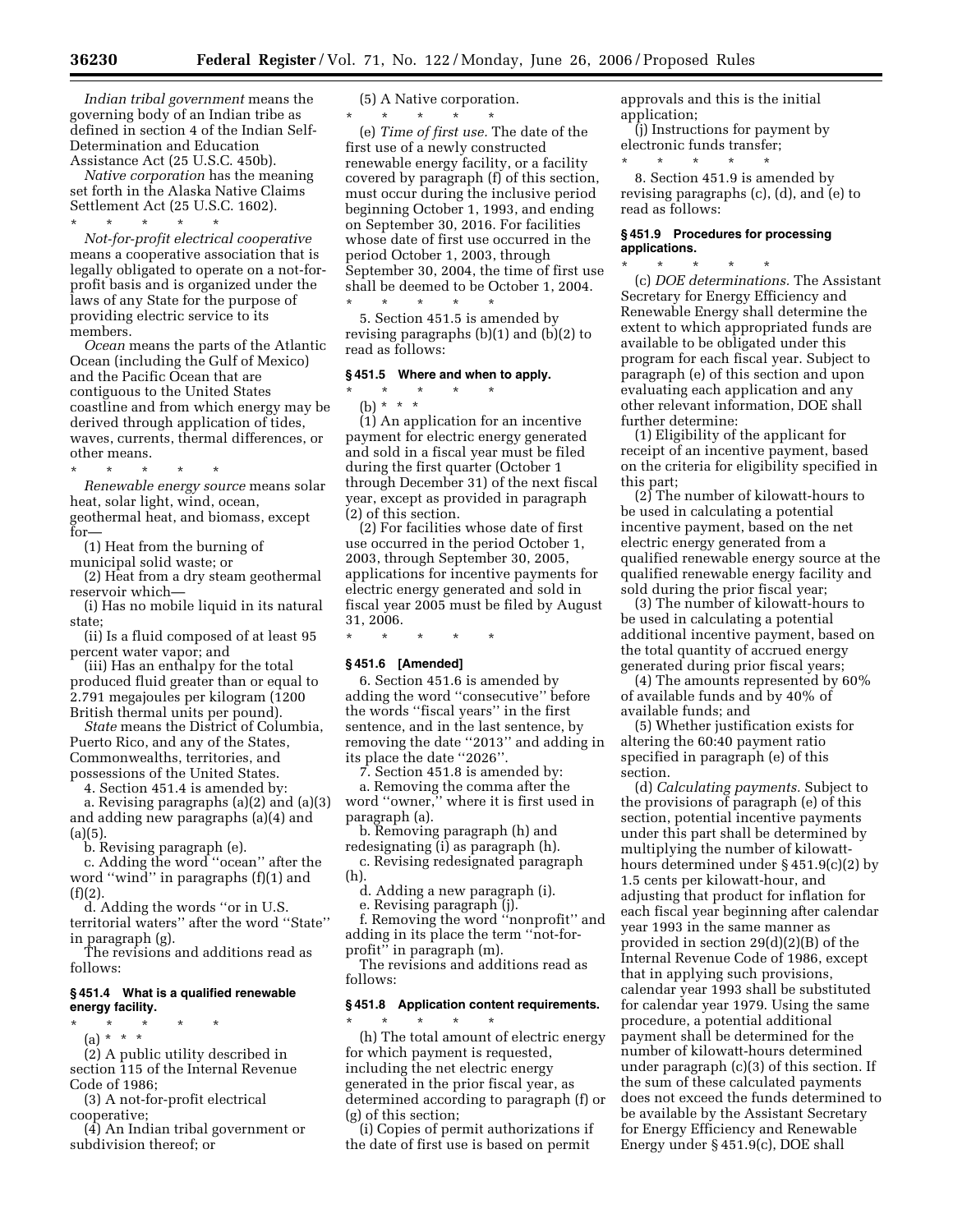*Indian tribal government* means the governing body of an Indian tribe as defined in section 4 of the Indian Self-Determination and Education Assistance Act (25 U.S.C. 450b).

*Native corporation* has the meaning set forth in the Alaska Native Claims Settlement Act (25 U.S.C. 1602).

\* \* \* \* \*

*Not-for-profit electrical cooperative* means a cooperative association that is legally obligated to operate on a not-for-profit basis and is organized under the laws of any State for the purpose of providing electric service to its members.

*Ocean* means the parts of the Atlantic Ocean (including the Gulf of Mexico) and the Pacific Ocean that are contiguous to the United States coastline and from which energy may be derived through application of tides, waves, currents, thermal differences, or other means.

\* \* \* \* \*

*Renewable energy source* means solar heat, solar light, wind, ocean, geothermal heat, and biomass, except for—

(1) Heat from the burning of municipal solid waste; or

(2) Heat from a dry steam geothermal reservoir which—

(i) Has no mobile liquid in its natural state;

(ii) Is a fluid composed of at least 95 percent water vapor; and

(iii) Has an enthalpy for the total produced fluid greater than or equal to 2.791 megajoules per kilogram (1200 British thermal units per pound).

*State* means the District of Columbia, Puerto Rico, and any of the States, Commonwealths, territories, and possessions of the United States.

4. Section 451.4 is amended by:

a. Revising paragraphs (a)(2) and (a)(3) and adding new paragraphs (a)(4) and (a)(5).

b. Revising paragraph (e).

c. Adding the word "ocean" after the word "wind" in paragraphs (f)(1) and (f)(2).

d. Adding the words "or in U.S. territorial waters" after the word "State" in paragraph (g).

The revisions and additions read as follows:

**§ 451.4 What is a qualified renewable energy facility.**

\* \* \* \* \*

(a) \* \* \*

(2) A public utility described in section 115 of the Internal Revenue Code of 1986;

(3) A not-for-profit electrical cooperative;

(4) An Indian tribal government or subdivision thereof; or

(5) A Native corporation.

\* \* \* \* \*

(e) *Time of first use.* The date of the first use of a newly constructed renewable energy facility, or a facility covered by paragraph (f) of this section, must occur during the inclusive period beginning October 1, 1993, and ending on September 30, 2016. For facilities whose date of first use occurred in the period October 1, 2003, through September 30, 2004, the time of first use shall be deemed to be October 1, 2004.

\* \* \* \* \*

5. Section 451.5 is amended by revising paragraphs (b)(1) and (b)(2) to read as follows:

**§ 451.5 Where and when to apply.**

\* \* \* \* \*

(b) \* \* \*

(1) An application for an incentive payment for electric energy generated and sold in a fiscal year must be filed during the first quarter (October 1 through December 31) of the next fiscal year, except as provided in paragraph (2) of this section.

(2) For facilities whose date of first use occurred in the period October 1, 2003, through September 30, 2005, applications for incentive payments for electric energy generated and sold in fiscal year 2005 must be filed by August 31, 2006.

\* \* \* \* \*

**§ 451.6 [Amended]**

6. Section 451.6 is amended by adding the word "consecutive" before the words "fiscal years" in the first sentence, and in the last sentence, by removing the date "2013" and adding in its place the date "2026".

7. Section 451.8 is amended by:

a. Removing the comma after the word "owner," where it is first used in paragraph (a).

b. Removing paragraph (h) and redesignating (i) as paragraph (h).

c. Revising redesignated paragraph (h).

d. Adding a new paragraph (i).

e. Revising paragraph (j).

f. Removing the word "nonprofit" and adding in its place the term "not-for-profit" in paragraph (m).

The revisions and additions read as follows:

**§ 451.8 Application content requirements.**

\* \* \* \* \*

(h) The total amount of electric energy for which payment is requested, including the net electric energy generated in the prior fiscal year, as determined according to paragraph (f) or (g) of this section;

(i) Copies of permit authorizations if the date of first use is based on permit approvals and this is the initial application;

(j) Instructions for payment by electronic funds transfer;

\* \* \* \* \*

8. Section 451.9 is amended by revising paragraphs (c), (d), and (e) to read as follows:

**§ 451.9 Procedures for processing applications.**

\* \* \* \* \*

(c) *DOE determinations.* The Assistant Secretary for Energy Efficiency and Renewable Energy shall determine the extent to which appropriated funds are available to be obligated under this program for each fiscal year. Subject to paragraph (e) of this section and upon evaluating each application and any other relevant information, DOE shall further determine:

(1) Eligibility of the applicant for receipt of an incentive payment, based on the criteria for eligibility specified in this part;

(2) The number of kilowatt-hours to be used in calculating a potential incentive payment, based on the net electric energy generated from a qualified renewable energy source at the qualified renewable energy facility and sold during the prior fiscal year;

(3) The number of kilowatt-hours to be used in calculating a potential additional incentive payment, based on the total quantity of accrued energy generated during prior fiscal years;

(4) The amounts represented by 60% of available funds and by 40% of available funds; and

(5) Whether justification exists for altering the 60:40 payment ratio specified in paragraph (e) of this section.

(d) *Calculating payments.* Subject to the provisions of paragraph (e) of this section, potential incentive payments under this part shall be determined by multiplying the number of kilowatt-hours determined under § 451.9(c)(2) by 1.5 cents per kilowatt-hour, and adjusting that product for inflation for each fiscal year beginning after calendar year 1993 in the same manner as provided in section 29(d)(2)(B) of the Internal Revenue Code of 1986, except that in applying such provisions, calendar year 1993 shall be substituted for calendar year 1979. Using the same procedure, a potential additional payment shall be determined for the number of kilowatt-hours determined under paragraph (c)(3) of this section. If the sum of these calculated payments does not exceed the funds determined to be available by the Assistant Secretary for Energy Efficiency and Renewable Energy under § 451.9(c), DOE shall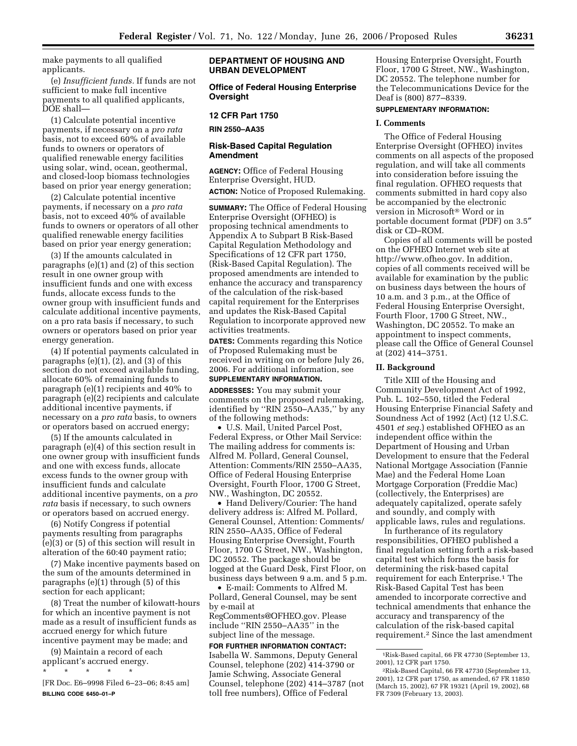make payments to all qualified applicants.

(e) *Insufficient funds.* If funds are not sufficient to make full incentive payments to all qualified applicants, DOE shall—

(1) Calculate potential incentive payments, if necessary on a *pro rata* basis, not to exceed 60% of available funds to owners or operators of qualified renewable energy facilities using solar, wind, ocean, geothermal, and closed-loop biomass technologies based on prior year energy generation;

(2) Calculate potential incentive payments, if necessary on a *pro rata* basis, not to exceed 40% of available funds to owners or operators of all other qualified renewable energy facilities based on prior year energy generation;

(3) If the amounts calculated in paragraphs (e)(1) and (2) of this section result in one owner group with insufficient funds and one with excess funds, allocate excess funds to the owner group with insufficient funds and calculate additional incentive payments, on a pro rata basis if necessary, to such owners or operators based on prior year energy generation.

(4) If potential payments calculated in paragraphs (e)(1), (2), and (3) of this section do not exceed available funding, allocate 60% of remaining funds to paragraph (e)(1) recipients and 40% to paragraph (e)(2) recipients and calculate additional incentive payments, if necessary on a *pro rata* basis, to owners or operators based on accrued energy;

(5) If the amounts calculated in paragraph (e)(4) of this section result in one owner group with insufficient funds and one with excess funds, allocate excess funds to the owner group with insufficient funds and calculate additional incentive payments, on a *pro rata* basis if necessary, to such owners or operators based on accrued energy.

(6) Notify Congress if potential payments resulting from paragraphs (e)(3) or (5) of this section will result in alteration of the 60:40 payment ratio;

(7) Make incentive payments based on the sum of the amounts determined in paragraphs (e)(1) through (5) of this section for each applicant;

(8) Treat the number of kilowatt-hours for which an incentive payment is not made as a result of insufficient funds as accrued energy for which future incentive payment may be made; and

(9) Maintain a record of each applicant's accrued energy.

\* \* \* \* \*

[FR Doc. E6–9998 Filed 6–23–06; 8:45 am]

**BILLING CODE 6450–01–P**

**DEPARTMENT OF HOUSING AND URBAN DEVELOPMENT**

**Office of Federal Housing Enterprise Oversight**

**12 CFR Part 1750**

**RIN 2550–AA35**

**Risk-Based Capital Regulation Amendment**

**AGENCY:** Office of Federal Housing Enterprise Oversight, HUD.

**ACTION:** Notice of Proposed Rulemaking.

**SUMMARY:** The Office of Federal Housing Enterprise Oversight (OFHEO) is proposing technical amendments to Appendix A to Subpart B Risk-Based Capital Regulation Methodology and Specifications of 12 CFR part 1750, (Risk-Based Capital Regulation). The proposed amendments are intended to enhance the accuracy and transparency of the calculation of the risk-based capital requirement for the Enterprises and updates the Risk-Based Capital Regulation to incorporate approved new activities treatments.

**DATES:** Comments regarding this Notice of Proposed Rulemaking must be received in writing on or before July 26, 2006. For additional information, see **SUPPLEMENTARY INFORMATION.**

**ADDRESSES:** You may submit your comments on the proposed rulemaking, identified by ''RIN 2550–AA35,'' by any of the following methods:

- U.S. Mail, United Parcel Post, Federal Express, or Other Mail Service: The mailing address for comments is: Alfred M. Pollard, General Counsel, Attention: Comments/RIN 2550–AA35, Office of Federal Housing Enterprise Oversight, Fourth Floor, 1700 G Street, NW., Washington, DC 20552.
- Hand Delivery/Courier: The hand delivery address is: Alfred M. Pollard, General Counsel, Attention: Comments/RIN 2550–AA35, Office of Federal Housing Enterprise Oversight, Fourth Floor, 1700 G Street, NW., Washington, DC 20552. The package should be logged at the Guard Desk, First Floor, on business days between 9 a.m. and 5 p.m.
- E-mail: Comments to Alfred M. Pollard, General Counsel, may be sent by e-mail at RegComments@OFHEO.gov. Please include ''RIN 2550–AA35'' in the subject line of the message.

**FOR FURTHER INFORMATION CONTACT:** Isabella W. Sammons, Deputy General Counsel, telephone (202) 414-3790 or Jamie Schwing, Associate General Counsel, telephone (202) 414–3787 (not toll free numbers), Office of Federal Housing Enterprise Oversight, Fourth Floor, 1700 G Street, NW., Washington, DC 20552. The telephone number for the Telecommunications Device for the Deaf is (800) 877–8339.

**SUPPLEMENTARY INFORMATION:**

**I. Comments**

The Office of Federal Housing Enterprise Oversight (OFHEO) invites comments on all aspects of the proposed regulation, and will take all comments into consideration before issuing the final regulation. OFHEO requests that comments submitted in hard copy also be accompanied by the electronic version in Microsoft® Word or in portable document format (PDF) on 3.5″ disk or CD–ROM.

Copies of all comments will be posted on the OFHEO Internet web site at http://www.ofheo.gov. In addition, copies of all comments received will be available for examination by the public on business days between the hours of 10 a.m. and 3 p.m., at the Office of Federal Housing Enterprise Oversight, Fourth Floor, 1700 G Street, NW., Washington, DC 20552. To make an appointment to inspect comments, please call the Office of General Counsel at (202) 414–3751.

**II. Background**

Title XIII of the Housing and Community Development Act of 1992, Pub. L. 102–550, titled the Federal Housing Enterprise Financial Safety and Soundness Act of 1992 (Act) (12 U.S.C. 4501 *et seq.*) established OFHEO as an independent office within the Department of Housing and Urban Development to ensure that the Federal National Mortgage Association (Fannie Mae) and the Federal Home Loan Mortgage Corporation (Freddie Mac) (collectively, the Enterprises) are adequately capitalized, operate safely and soundly, and comply with applicable laws, rules and regulations.

In furtherance of its regulatory responsibilities, OFHEO published a final regulation setting forth a risk-based capital test which forms the basis for determining the risk-based capital requirement for each Enterprise.[1] The Risk-Based Capital Test has been amended to incorporate corrective and technical amendments that enhance the accuracy and transparency of the calculation of the risk-based capital requirement.[2] Since the last amendment

[1] Risk-Based capital, 66 FR 47730 (September 13, 2001), 12 CFR part 1750.

[2] Risk-Based Capital, 66 FR 47730 (September 13, 2001), 12 CFR part 1750, as amended, 67 FR 11850 (March 15, 2002), 67 FR 19321 (April 19, 2002), 68 FR 7309 (February 13, 2003).